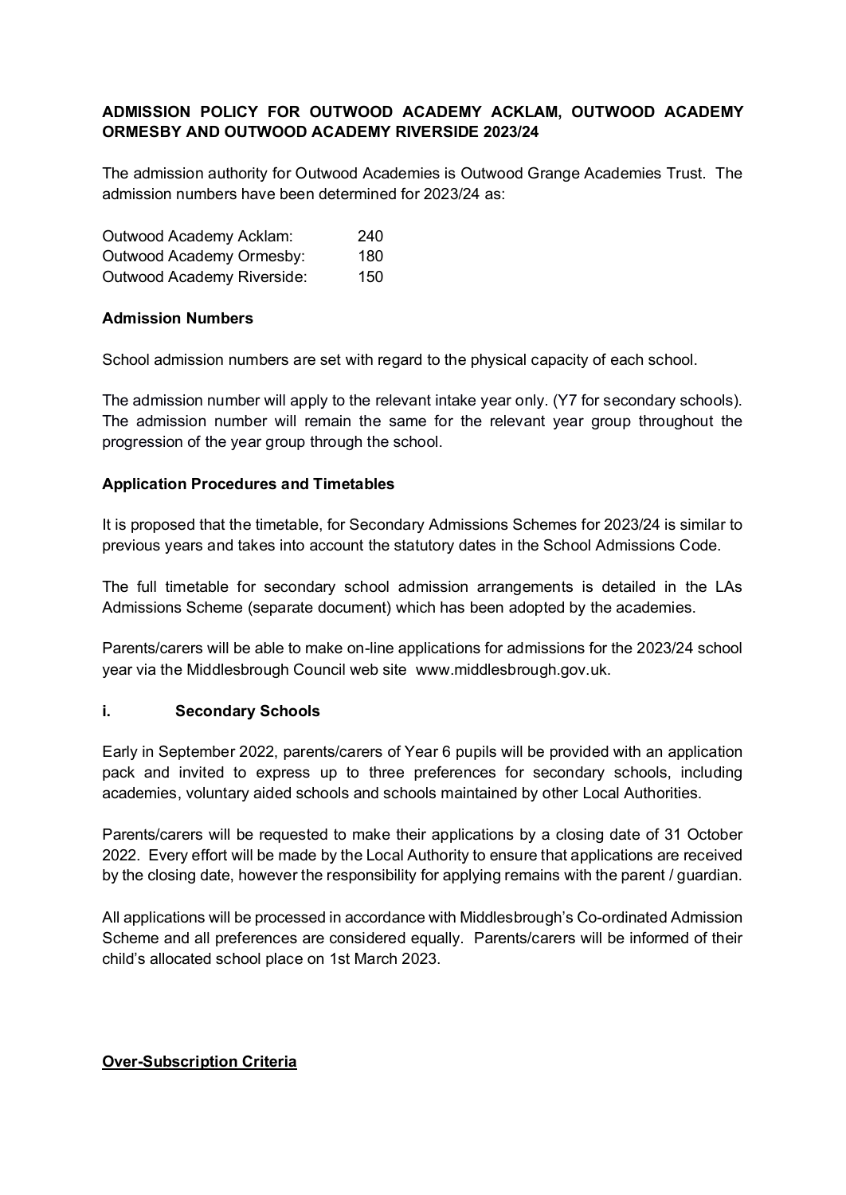**ADMISSION POLICY FOR OUTWOOD ACADEMY ACKLAM, OUTWOOD ACADEMY ORMESBY AND OUTWOOD ACADEMY RIVERSIDE 2023/24**

The admission authority for Outwood Academies is Outwood Grange Academies Trust. The admission numbers have been determined for 2023/24 as:

| | |
|---|---|
| Outwood Academy Acklam: | 240 |
| Outwood Academy Ormesby: | 180 |
| Outwood Academy Riverside: | 150 |

**Admission Numbers**

School admission numbers are set with regard to the physical capacity of each school.

The admission number will apply to the relevant intake year only. (Y7 for secondary schools). The admission number will remain the same for the relevant year group throughout the progression of the year group through the school.

**Application Procedures and Timetables**

It is proposed that the timetable, for Secondary Admissions Schemes for 2023/24 is similar to previous years and takes into account the statutory dates in the School Admissions Code.

The full timetable for secondary school admission arrangements is detailed in the LAs Admissions Scheme (separate document) which has been adopted by the academies.

Parents/carers will be able to make on-line applications for admissions for the 2023/24 school year via the Middlesbrough Council web site www.middlesbrough.gov.uk.

**i. Secondary Schools**

Early in September 2022, parents/carers of Year 6 pupils will be provided with an application pack and invited to express up to three preferences for secondary schools, including academies, voluntary aided schools and schools maintained by other Local Authorities.

Parents/carers will be requested to make their applications by a closing date of 31 October 2022. Every effort will be made by the Local Authority to ensure that applications are received by the closing date, however the responsibility for applying remains with the parent / guardian.

All applications will be processed in accordance with Middlesbrough's Co-ordinated Admission Scheme and all preferences are considered equally. Parents/carers will be informed of their child's allocated school place on 1st March 2023.

**Over-Subscription Criteria**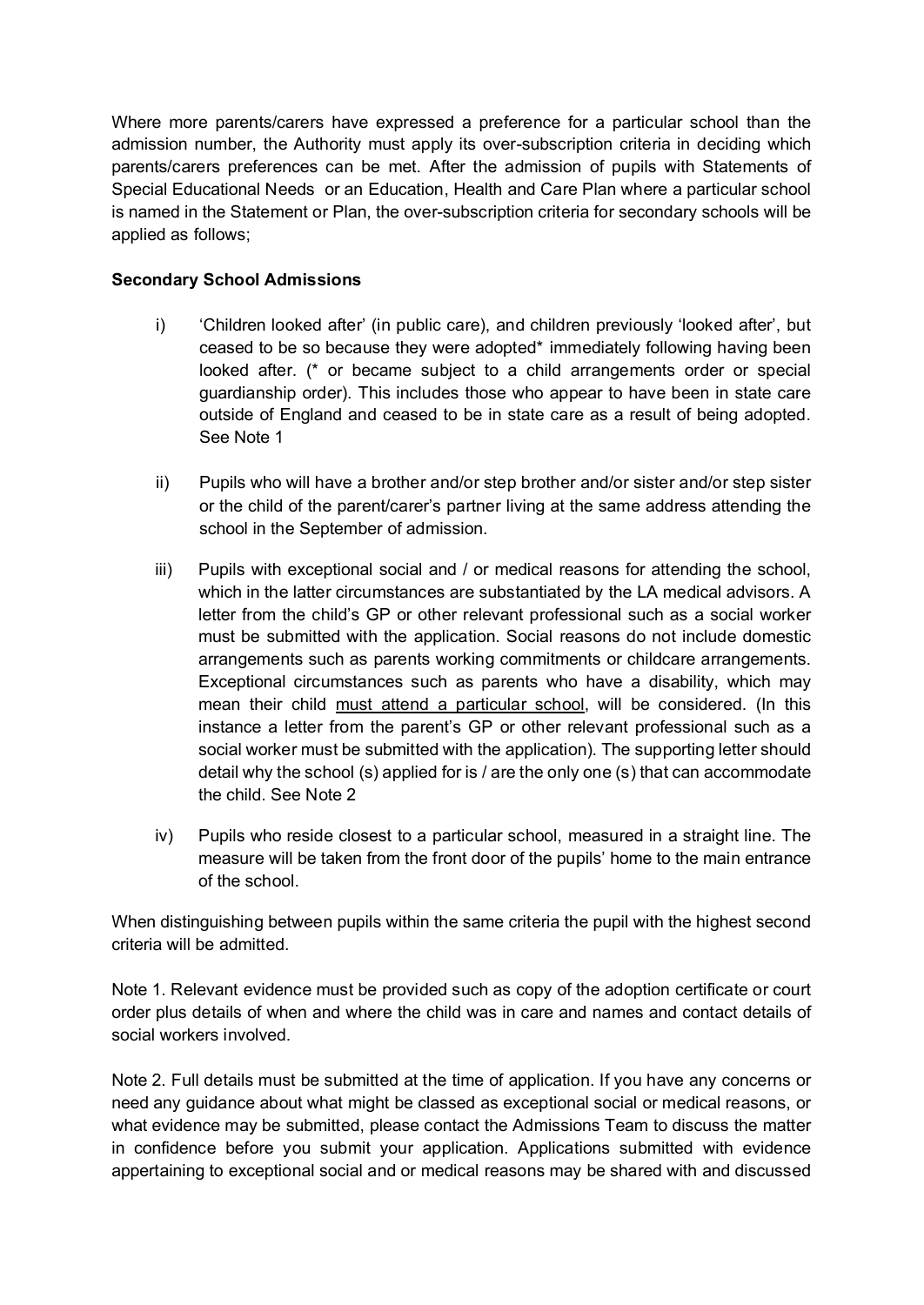Where more parents/carers have expressed a preference for a particular school than the admission number, the Authority must apply its over-subscription criteria in deciding which parents/carers preferences can be met. After the admission of pupils with Statements of Special Educational Needs or an Education, Health and Care Plan where a particular school is named in the Statement or Plan, the over-subscription criteria for secondary schools will be applied as follows;

**Secondary School Admissions**

i) 'Children looked after' (in public care), and children previously 'looked after', but ceased to be so because they were adopted* immediately following having been looked after. (* or became subject to a child arrangements order or special guardianship order). This includes those who appear to have been in state care outside of England and ceased to be in state care as a result of being adopted. See Note 1

ii) Pupils who will have a brother and/or step brother and/or sister and/or step sister or the child of the parent/carer's partner living at the same address attending the school in the September of admission.

iii) Pupils with exceptional social and / or medical reasons for attending the school, which in the latter circumstances are substantiated by the LA medical advisors. A letter from the child's GP or other relevant professional such as a social worker must be submitted with the application. Social reasons do not include domestic arrangements such as parents working commitments or childcare arrangements. Exceptional circumstances such as parents who have a disability, which may mean their child <u>must attend a particular school</u>, will be considered. (In this instance a letter from the parent's GP or other relevant professional such as a social worker must be submitted with the application). The supporting letter should detail why the school (s) applied for is / are the only one (s) that can accommodate the child. See Note 2

iv) Pupils who reside closest to a particular school, measured in a straight line. The measure will be taken from the front door of the pupils' home to the main entrance of the school.

When distinguishing between pupils within the same criteria the pupil with the highest second criteria will be admitted.

Note 1. Relevant evidence must be provided such as copy of the adoption certificate or court order plus details of when and where the child was in care and names and contact details of social workers involved.

Note 2. Full details must be submitted at the time of application. If you have any concerns or need any guidance about what might be classed as exceptional social or medical reasons, or what evidence may be submitted, please contact the Admissions Team to discuss the matter in confidence before you submit your application. Applications submitted with evidence appertaining to exceptional social and or medical reasons may be shared with and discussed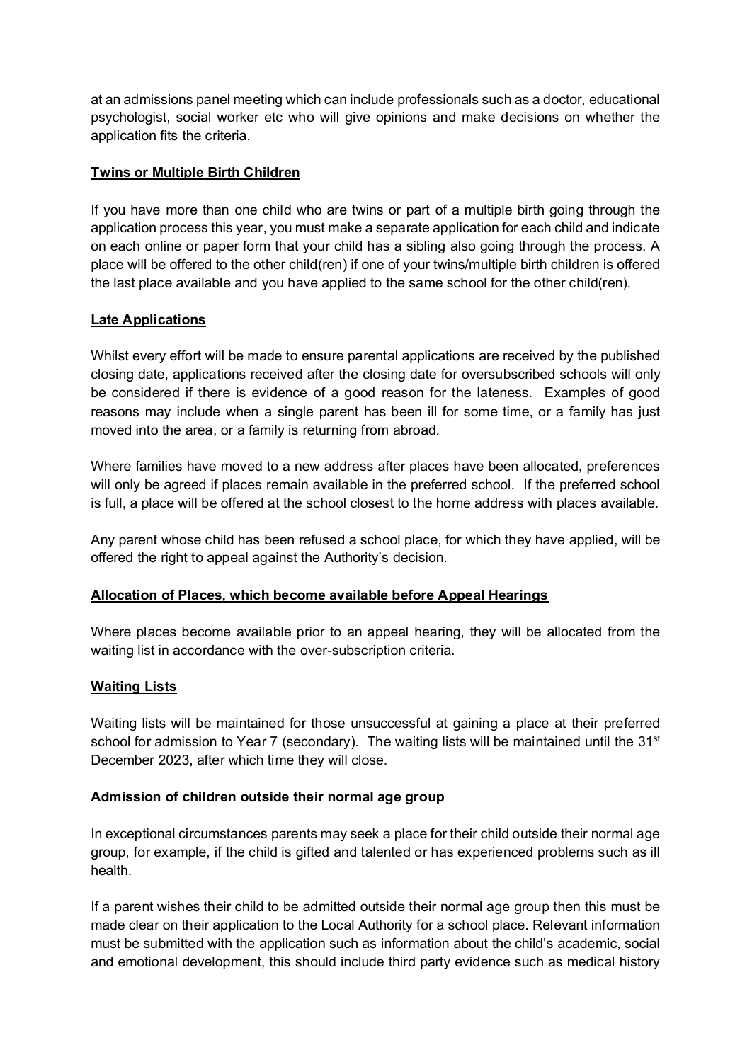at an admissions panel meeting which can include professionals such as a doctor, educational psychologist, social worker etc who will give opinions and make decisions on whether the application fits the criteria.

**Twins or Multiple Birth Children**

If you have more than one child who are twins or part of a multiple birth going through the application process this year, you must make a separate application for each child and indicate on each online or paper form that your child has a sibling also going through the process. A place will be offered to the other child(ren) if one of your twins/multiple birth children is offered the last place available and you have applied to the same school for the other child(ren).

**Late Applications**

Whilst every effort will be made to ensure parental applications are received by the published closing date, applications received after the closing date for oversubscribed schools will only be considered if there is evidence of a good reason for the lateness. Examples of good reasons may include when a single parent has been ill for some time, or a family has just moved into the area, or a family is returning from abroad.

Where families have moved to a new address after places have been allocated, preferences will only be agreed if places remain available in the preferred school. If the preferred school is full, a place will be offered at the school closest to the home address with places available.

Any parent whose child has been refused a school place, for which they have applied, will be offered the right to appeal against the Authority's decision.

**Allocation of Places, which become available before Appeal Hearings**

Where places become available prior to an appeal hearing, they will be allocated from the waiting list in accordance with the over-subscription criteria.

**Waiting Lists**

Waiting lists will be maintained for those unsuccessful at gaining a place at their preferred school for admission to Year 7 (secondary). The waiting lists will be maintained until the 31st December 2023, after which time they will close.

**Admission of children outside their normal age group**

In exceptional circumstances parents may seek a place for their child outside their normal age group, for example, if the child is gifted and talented or has experienced problems such as ill health.

If a parent wishes their child to be admitted outside their normal age group then this must be made clear on their application to the Local Authority for a school place. Relevant information must be submitted with the application such as information about the child's academic, social and emotional development, this should include third party evidence such as medical history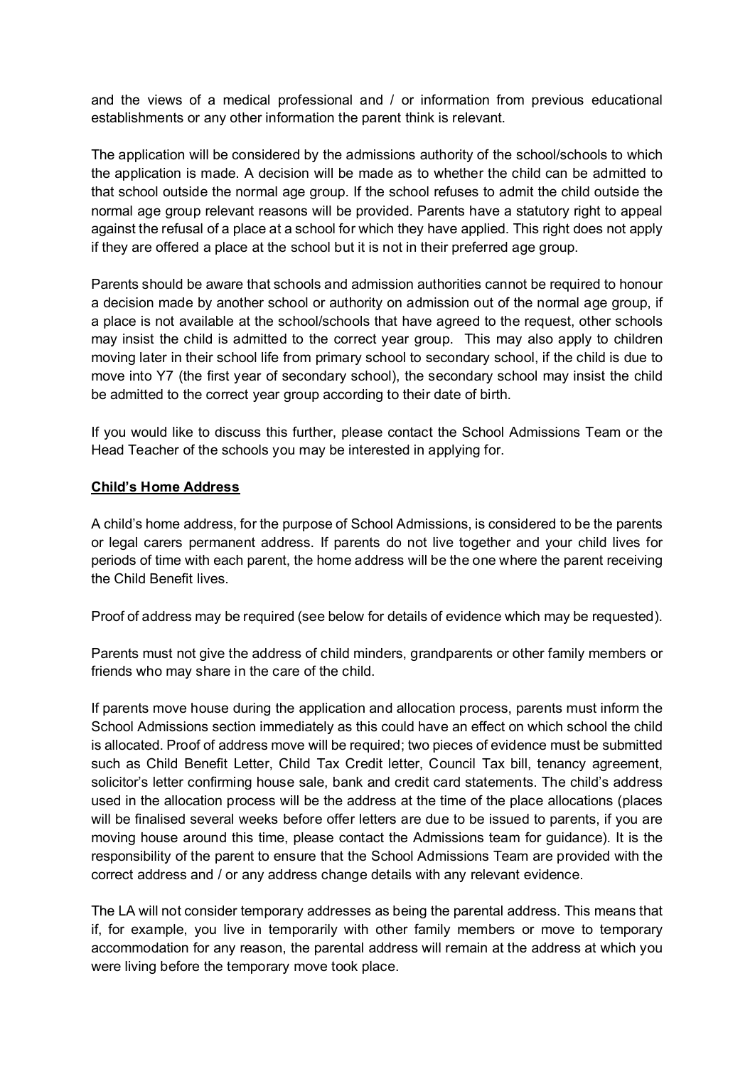and the views of a medical professional and / or information from previous educational establishments or any other information the parent think is relevant.

The application will be considered by the admissions authority of the school/schools to which the application is made. A decision will be made as to whether the child can be admitted to that school outside the normal age group. If the school refuses to admit the child outside the normal age group relevant reasons will be provided. Parents have a statutory right to appeal against the refusal of a place at a school for which they have applied. This right does not apply if they are offered a place at the school but it is not in their preferred age group.

Parents should be aware that schools and admission authorities cannot be required to honour a decision made by another school or authority on admission out of the normal age group, if a place is not available at the school/schools that have agreed to the request, other schools may insist the child is admitted to the correct year group. This may also apply to children moving later in their school life from primary school to secondary school, if the child is due to move into Y7 (the first year of secondary school), the secondary school may insist the child be admitted to the correct year group according to their date of birth.

If you would like to discuss this further, please contact the School Admissions Team or the Head Teacher of the schools you may be interested in applying for.

**Child's Home Address**

A child's home address, for the purpose of School Admissions, is considered to be the parents or legal carers permanent address. If parents do not live together and your child lives for periods of time with each parent, the home address will be the one where the parent receiving the Child Benefit lives.

Proof of address may be required (see below for details of evidence which may be requested).

Parents must not give the address of child minders, grandparents or other family members or friends who may share in the care of the child.

If parents move house during the application and allocation process, parents must inform the School Admissions section immediately as this could have an effect on which school the child is allocated. Proof of address move will be required; two pieces of evidence must be submitted such as Child Benefit Letter, Child Tax Credit letter, Council Tax bill, tenancy agreement, solicitor's letter confirming house sale, bank and credit card statements. The child's address used in the allocation process will be the address at the time of the place allocations (places will be finalised several weeks before offer letters are due to be issued to parents, if you are moving house around this time, please contact the Admissions team for guidance). It is the responsibility of the parent to ensure that the School Admissions Team are provided with the correct address and / or any address change details with any relevant evidence.

The LA will not consider temporary addresses as being the parental address. This means that if, for example, you live in temporarily with other family members or move to temporary accommodation for any reason, the parental address will remain at the address at which you were living before the temporary move took place.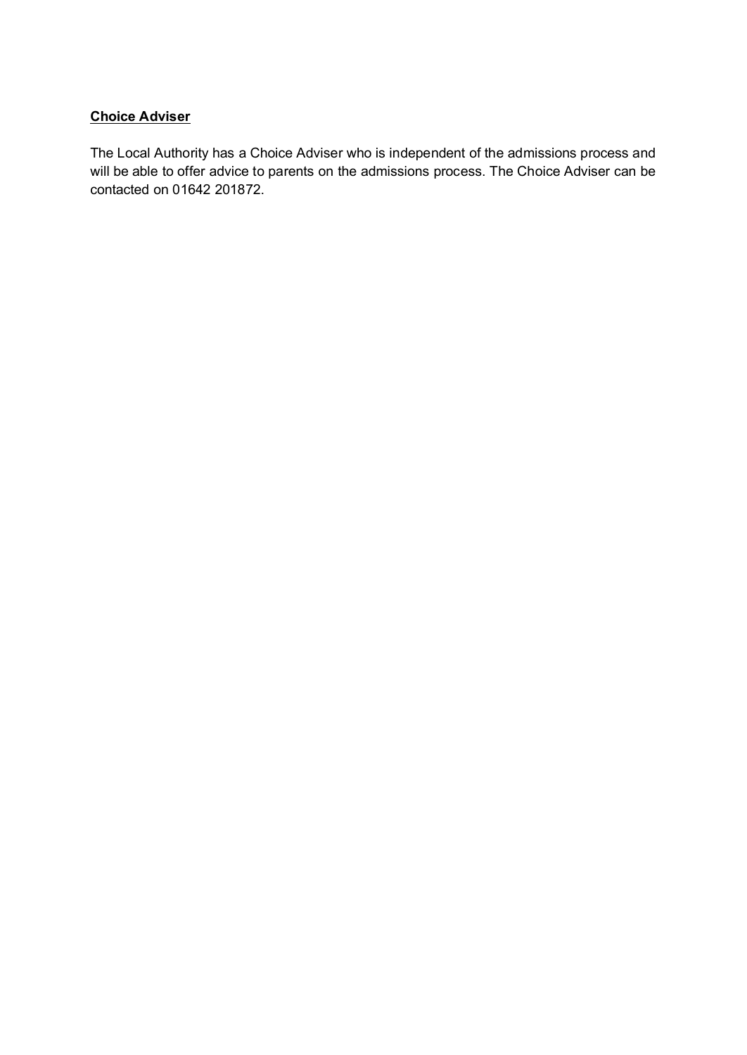**Choice Adviser**

The Local Authority has a Choice Adviser who is independent of the admissions process and will be able to offer advice to parents on the admissions process. The Choice Adviser can be contacted on 01642 201872.